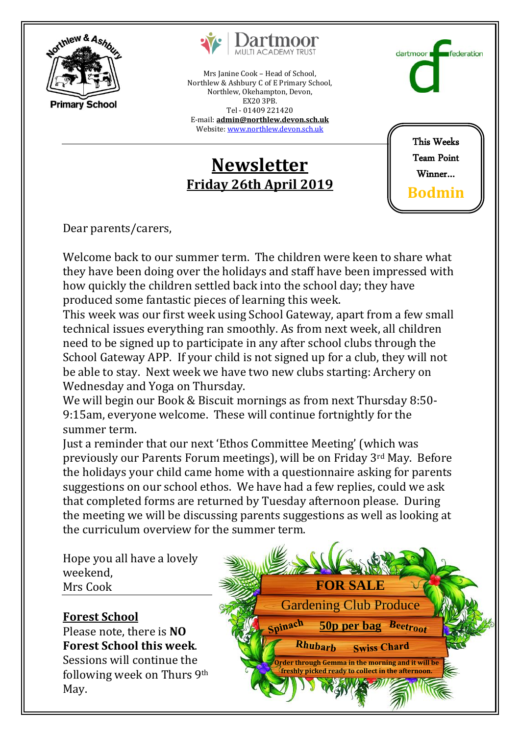Mrs Janine Cook – Head of School,
Northlew & Ashbury C of E Primary School,
Northlew, Okehampton, Devon,
EX20 3PB.
Tel - 01409 221420
E-mail: **admin@northlew.devon.sch.uk**
Website: www.northlew.devon.sch.uk

This Weeks Team Point Winner…

**Bodmin**

# Newsletter

## Friday 26th April 2019

Dear parents/carers,

Welcome back to our summer term. The children were keen to share what they have been doing over the holidays and staff have been impressed with how quickly the children settled back into the school day; they have produced some fantastic pieces of learning this week.

This week was our first week using School Gateway, apart from a few small technical issues everything ran smoothly. As from next week, all children need to be signed up to participate in any after school clubs through the School Gateway APP. If your child is not signed up for a club, they will not be able to stay. Next week we have two new clubs starting: Archery on Wednesday and Yoga on Thursday.

We will begin our Book & Biscuit mornings as from next Thursday 8:50-9:15am, everyone welcome. These will continue fortnightly for the summer term.

Just a reminder that our next 'Ethos Committee Meeting' (which was previously our Parents Forum meetings), will be on Friday 3rd May. Before the holidays your child came home with a questionnaire asking for parents suggestions on our school ethos. We have had a few replies, could we ask that completed forms are returned by Tuesday afternoon please. During the meeting we will be discussing parents suggestions as well as looking at the curriculum overview for the summer term.

Hope you all have a lovely weekend,
Mrs Cook

**Forest School**

Please note, there is **NO Forest School this week**. Sessions will continue the following week on Thurs 9th May.

**FOR SALE**

Gardening Club Produce

Spinach **50p per bag** Beetroot

Rhubarb Swiss Chard

**Order through Gemma in the morning and it will be freshly picked ready to collect in the afternoon.**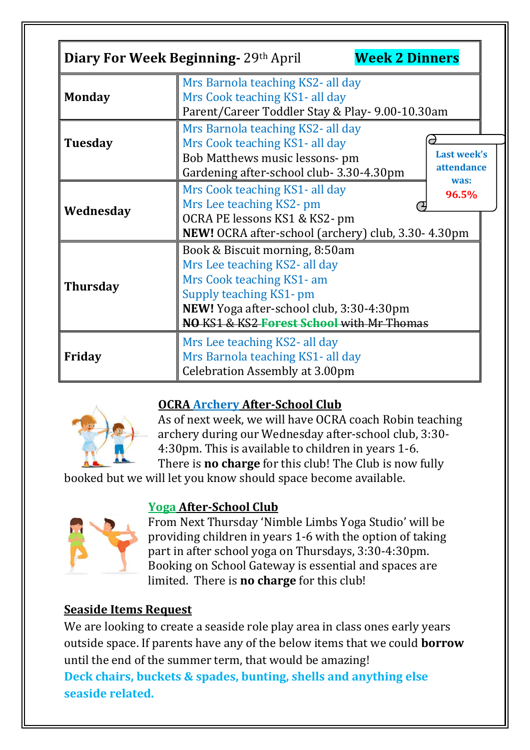| **Diary For Week Beginning-** 29th April | **Week 2 Dinners** |
|---|---|
| **Monday** | Mrs Barnola teaching KS2- all day<br>Mrs Cook teaching KS1- all day<br>Parent/Career Toddler Stay & Play- 9.00-10.30am |
| **Tuesday** | Mrs Barnola teaching KS2- all day<br>Mrs Cook teaching KS1- all day<br>Bob Matthews music lessons- pm<br>Gardening after-school club- 3.30-4.30pm |
| **Wednesday** | Mrs Cook teaching KS1- all day<br>Mrs Lee teaching KS2- pm<br>OCRA PE lessons KS1 & KS2- pm<br>**NEW!** OCRA after-school (archery) club, 3.30- 4.30pm |
| **Thursday** | Book & Biscuit morning, 8:50am<br>Mrs Lee teaching KS2- all day<br>Mrs Cook teaching KS1- am<br>Supply teaching KS1- pm<br>**NEW!** Yoga after-school club, 3:30-4:30pm<br>~~NO KS1 & KS2 Forest School with Mr Thomas~~ |
| **Friday** | Mrs Lee teaching KS2- all day<br>Mrs Barnola teaching KS1- all day<br>Celebration Assembly at 3.00pm |

**Last week's attendance was: 96.5%**

## OCRA Archery After-School Club

As of next week, we will have OCRA coach Robin teaching archery during our Wednesday after-school club, 3:30-4:30pm. This is available to children in years 1-6. There is **no charge** for this club! The Club is now fully booked but we will let you know should space become available.

## Yoga After-School Club

From Next Thursday 'Nimble Limbs Yoga Studio' will be providing children in years 1-6 with the option of taking part in after school yoga on Thursdays, 3:30-4:30pm. Booking on School Gateway is essential and spaces are limited. There is **no charge** for this club!

## Seaside Items Request

We are looking to create a seaside role play area in class ones early years outside space. If parents have any of the below items that we could **borrow** until the end of the summer term, that would be amazing!

**Deck chairs, buckets & spades, bunting, shells and anything else seaside related.**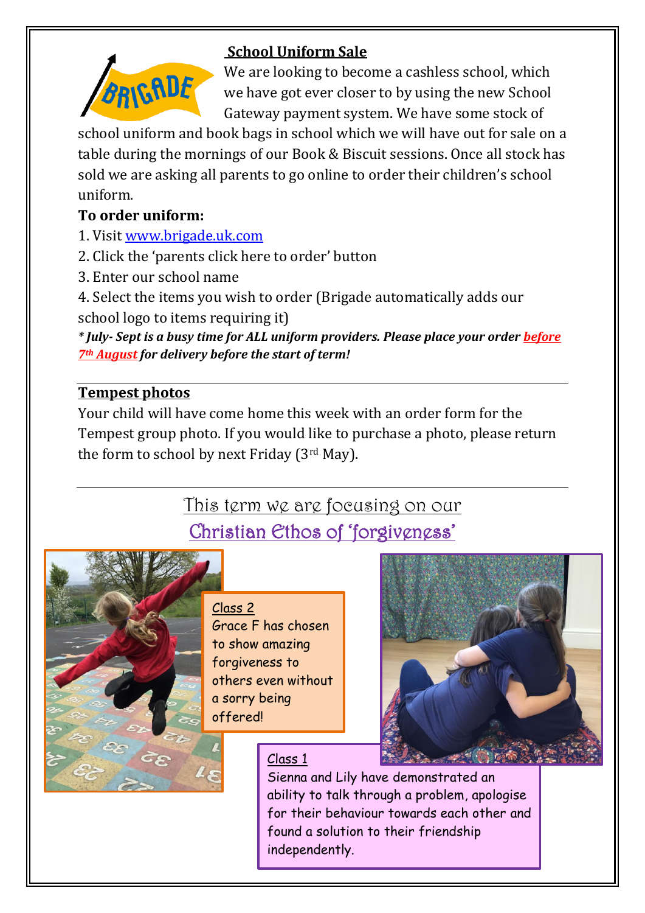## School Uniform Sale

We are looking to become a cashless school, which we have got ever closer to by using the new School Gateway payment system. We have some stock of school uniform and book bags in school which we will have out for sale on a table during the mornings of our Book & Biscuit sessions. Once all stock has sold we are asking all parents to go online to order their children's school uniform.

**To order uniform:**

1. Visit [www.brigade.uk.com](www.brigade.uk.com)
2. Click the 'parents click here to order' button
3. Enter our school name
4. Select the items you wish to order (Brigade automatically adds our school logo to items requiring it)

***\* July- Sept is a busy time for ALL uniform providers. Please place your order before 7th August for delivery before the start of term!***

## Tempest photos

Your child will have come home this week with an order form for the Tempest group photo. If you would like to purchase a photo, please return the form to school by next Friday (3rd May).

## This term we are focusing on our Christian Ethos of 'forgiveness'

Class 2
Grace F has chosen to show amazing forgiveness to others even without a sorry being offered!

Class 1
Sienna and Lily have demonstrated an ability to talk through a problem, apologise for their behaviour towards each other and found a solution to their friendship independently.